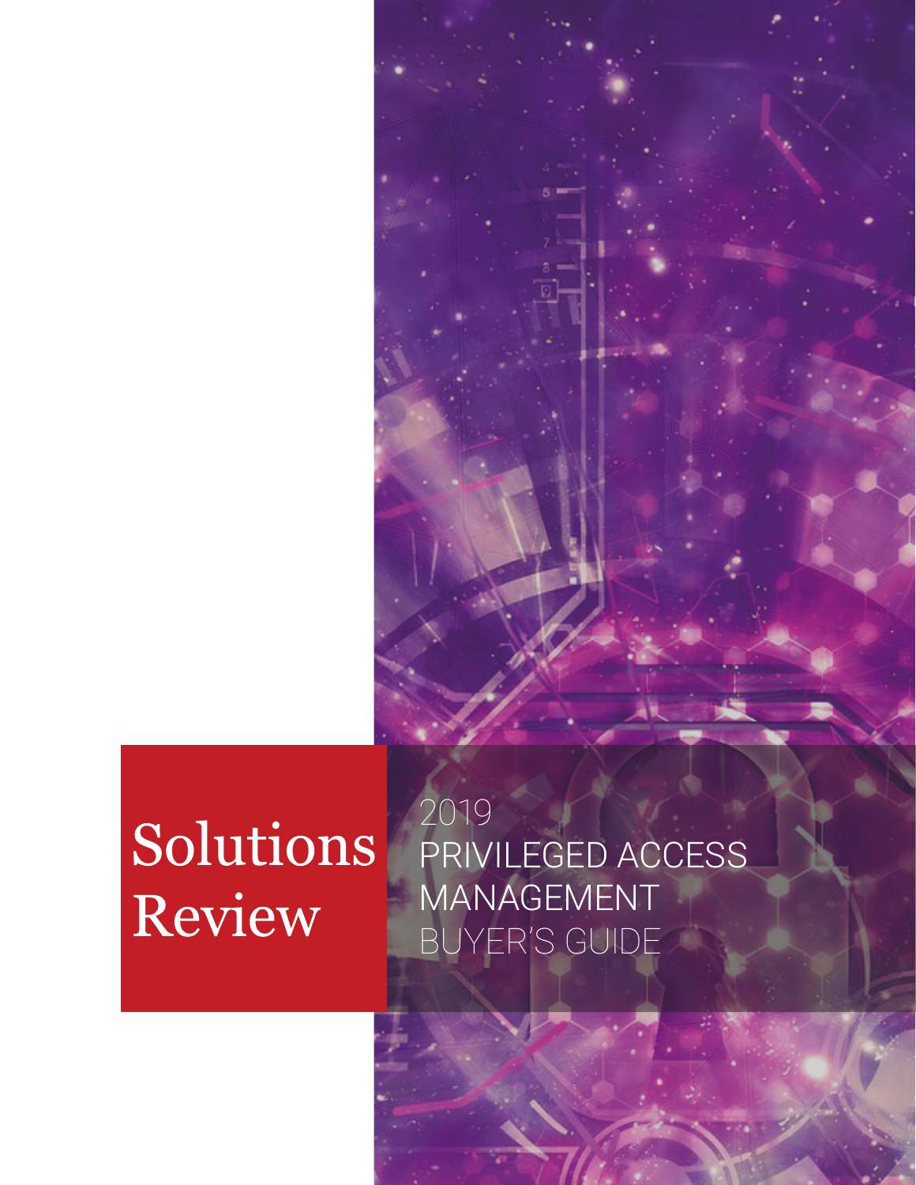# Solutions Review

# 2019 PRIVILEGED ACCESS MANAGEMENT BUYER'S GUIDE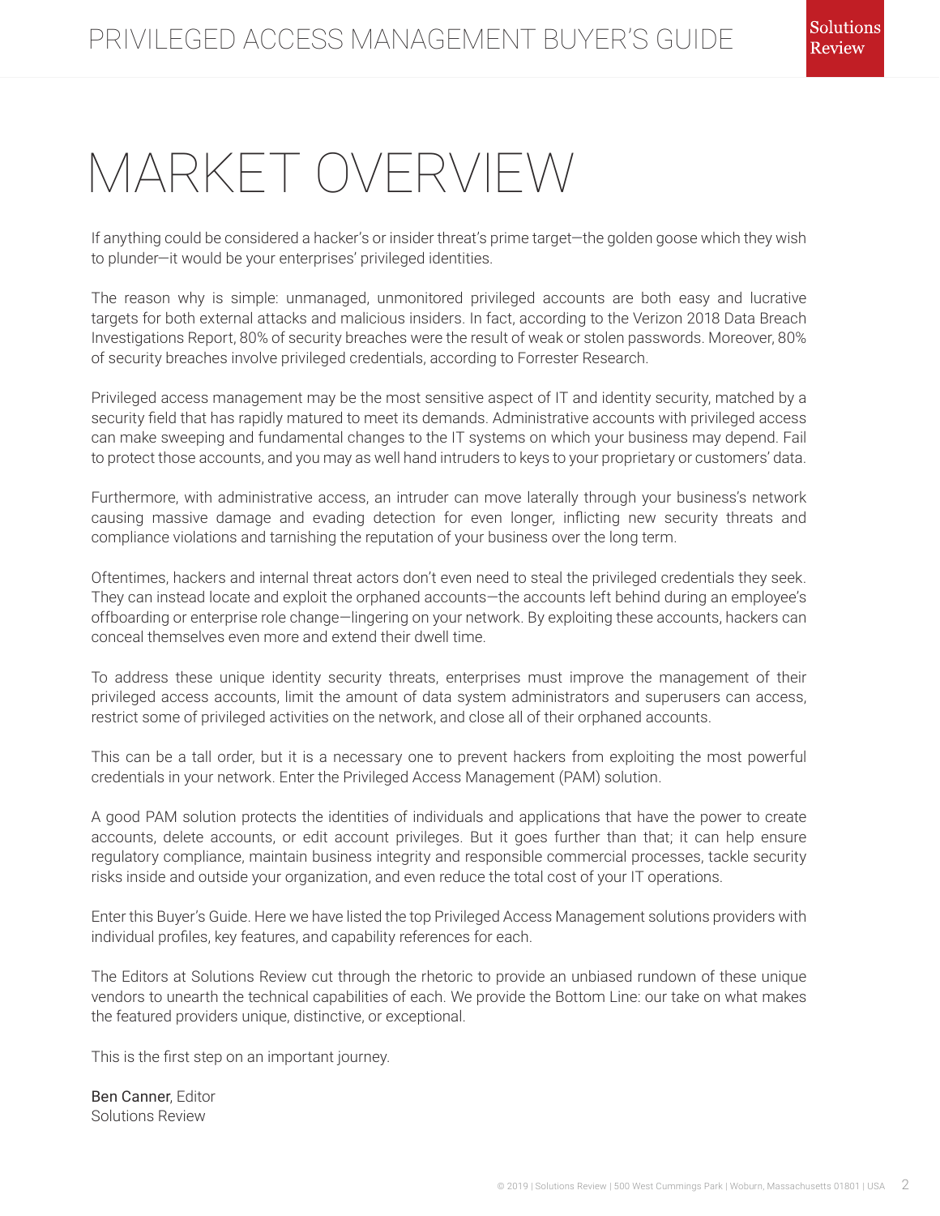# MARKET OVERVIEW

If anything could be considered a hacker's or insider threat's prime target—the golden goose which they wish to plunder—it would be your enterprises' privileged identities.

The reason why is simple: unmanaged, unmonitored privileged accounts are both easy and lucrative targets for both external attacks and malicious insiders. In fact, according to the Verizon 2018 Data Breach Investigations Report, 80% of security breaches were the result of weak or stolen passwords. Moreover, 80% of security breaches involve privileged credentials, according to Forrester Research.

Privileged access management may be the most sensitive aspect of IT and identity security, matched by a security field that has rapidly matured to meet its demands. Administrative accounts with privileged access can make sweeping and fundamental changes to the IT systems on which your business may depend. Fail to protect those accounts, and you may as well hand intruders to keys to your proprietary or customers' data.

Furthermore, with administrative access, an intruder can move laterally through your business's network causing massive damage and evading detection for even longer, inflicting new security threats and compliance violations and tarnishing the reputation of your business over the long term.

Oftentimes, hackers and internal threat actors don't even need to steal the privileged credentials they seek. They can instead locate and exploit the orphaned accounts—the accounts left behind during an employee's offboarding or enterprise role change—lingering on your network. By exploiting these accounts, hackers can conceal themselves even more and extend their dwell time.

To address these unique identity security threats, enterprises must improve the management of their privileged access accounts, limit the amount of data system administrators and superusers can access, restrict some of privileged activities on the network, and close all of their orphaned accounts.

This can be a tall order, but it is a necessary one to prevent hackers from exploiting the most powerful credentials in your network. Enter the Privileged Access Management (PAM) solution.

A good PAM solution protects the identities of individuals and applications that have the power to create accounts, delete accounts, or edit account privileges. But it goes further than that; it can help ensure regulatory compliance, maintain business integrity and responsible commercial processes, tackle security risks inside and outside your organization, and even reduce the total cost of your IT operations.

Enter this Buyer's Guide. Here we have listed the top Privileged Access Management solutions providers with individual profiles, key features, and capability references for each.

The Editors at Solutions Review cut through the rhetoric to provide an unbiased rundown of these unique vendors to unearth the technical capabilities of each. We provide the Bottom Line: our take on what makes the featured providers unique, distinctive, or exceptional.

This is the first step on an important journey.

Ben Canner, Editor
Solutions Review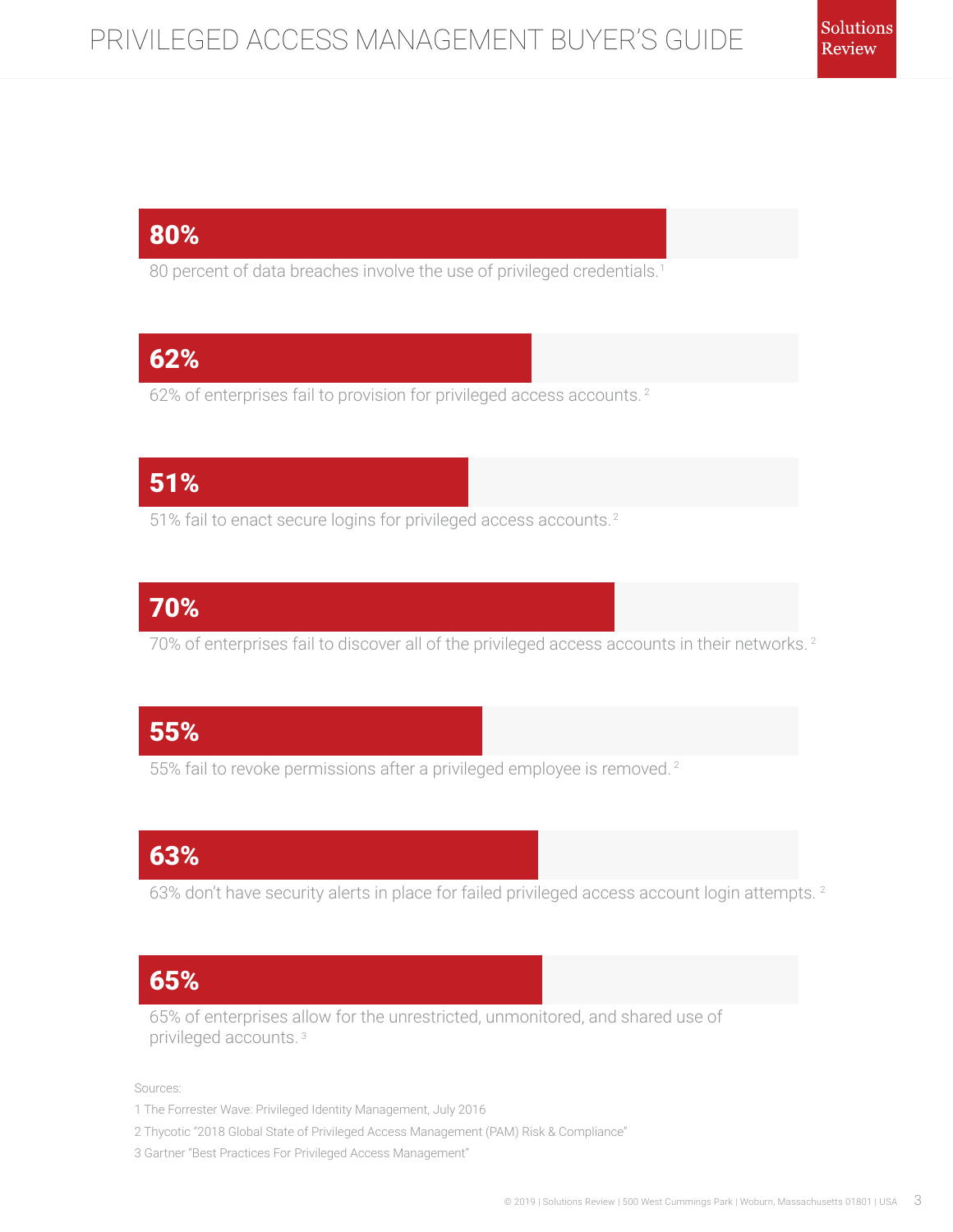**80%**

80 percent of data breaches involve the use of privileged credentials.[1]

**62%**

62% of enterprises fail to provision for privileged access accounts.[2]

**51%**

51% fail to enact secure logins for privileged access accounts.[2]

**70%**

70% of enterprises fail to discover all of the privileged access accounts in their networks.[2]

**55%**

55% fail to revoke permissions after a privileged employee is removed.[2]

**63%**

63% don't have security alerts in place for failed privileged access account login attempts.[2]

**65%**

65% of enterprises allow for the unrestricted, unmonitored, and shared use of privileged accounts.[3]

Sources:

1 The Forrester Wave: Privileged Identity Management, July 2016

2 Thycotic "2018 Global State of Privileged Access Management (PAM) Risk & Compliance"

3 Gartner "Best Practices For Privileged Access Management"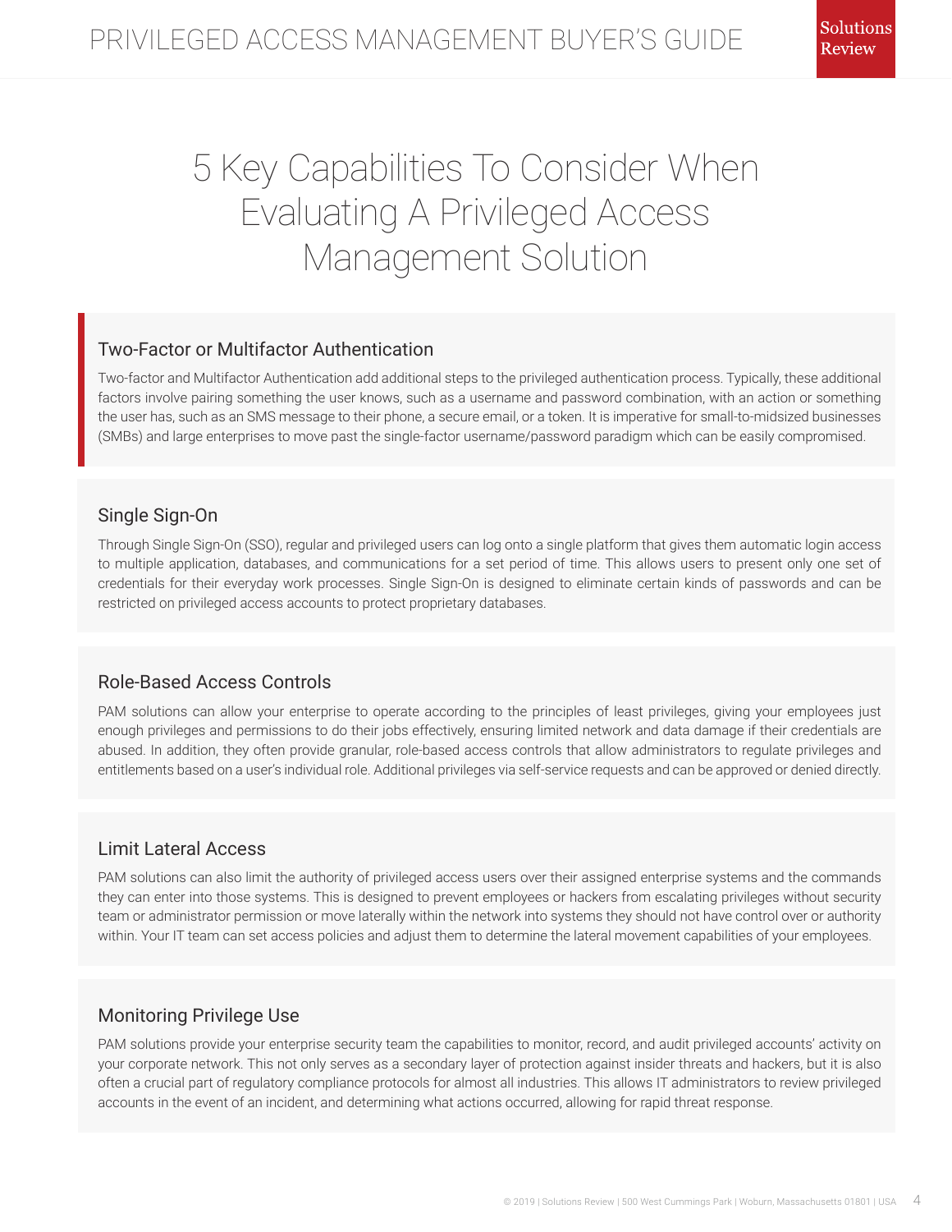# 5 Key Capabilities To Consider When Evaluating A Privileged Access Management Solution

## Two-Factor or Multifactor Authentication

Two-factor and Multifactor Authentication add additional steps to the privileged authentication process. Typically, these additional factors involve pairing something the user knows, such as a username and password combination, with an action or something the user has, such as an SMS message to their phone, a secure email, or a token. It is imperative for small-to-midsized businesses (SMBs) and large enterprises to move past the single-factor username/password paradigm which can be easily compromised.

## Single Sign-On

Through Single Sign-On (SSO), regular and privileged users can log onto a single platform that gives them automatic login access to multiple application, databases, and communications for a set period of time. This allows users to present only one set of credentials for their everyday work processes. Single Sign-On is designed to eliminate certain kinds of passwords and can be restricted on privileged access accounts to protect proprietary databases.

## Role-Based Access Controls

PAM solutions can allow your enterprise to operate according to the principles of least privileges, giving your employees just enough privileges and permissions to do their jobs effectively, ensuring limited network and data damage if their credentials are abused. In addition, they often provide granular, role-based access controls that allow administrators to regulate privileges and entitlements based on a user's individual role. Additional privileges via self-service requests and can be approved or denied directly.

## Limit Lateral Access

PAM solutions can also limit the authority of privileged access users over their assigned enterprise systems and the commands they can enter into those systems. This is designed to prevent employees or hackers from escalating privileges without security team or administrator permission or move laterally within the network into systems they should not have control over or authority within. Your IT team can set access policies and adjust them to determine the lateral movement capabilities of your employees.

## Monitoring Privilege Use

PAM solutions provide your enterprise security team the capabilities to monitor, record, and audit privileged accounts' activity on your corporate network. This not only serves as a secondary layer of protection against insider threats and hackers, but it is also often a crucial part of regulatory compliance protocols for almost all industries. This allows IT administrators to review privileged accounts in the event of an incident, and determining what actions occurred, allowing for rapid threat response.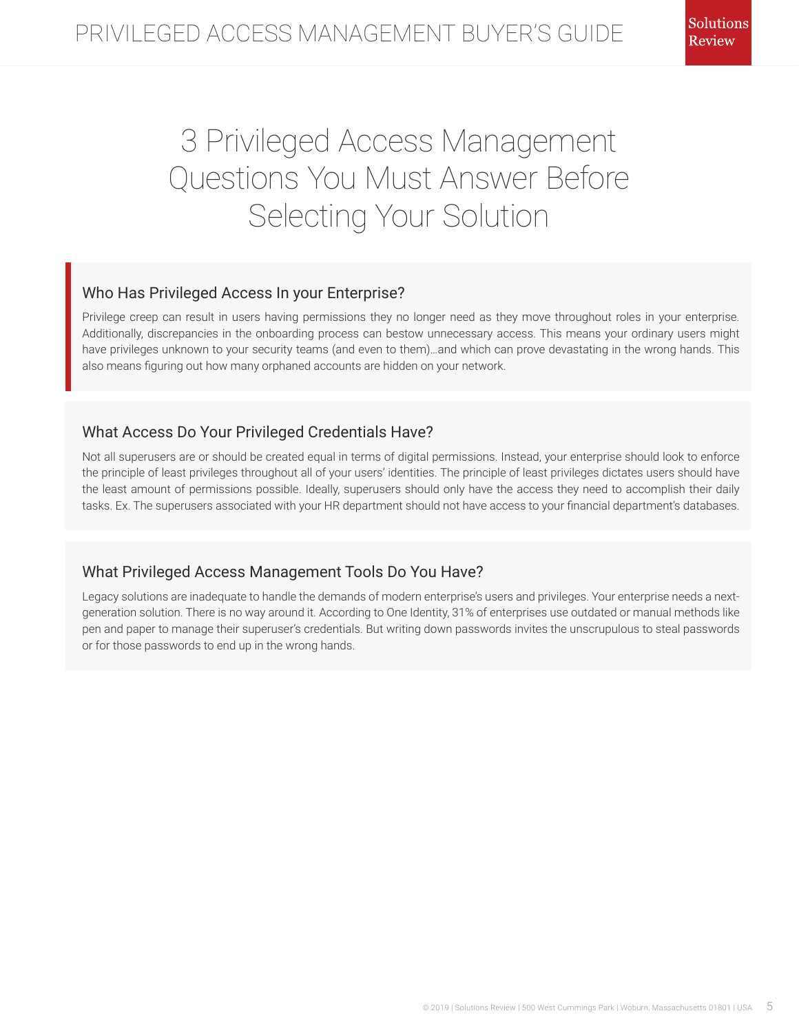# 3 Privileged Access Management Questions You Must Answer Before Selecting Your Solution

## Who Has Privileged Access In your Enterprise?

Privilege creep can result in users having permissions they no longer need as they move throughout roles in your enterprise. Additionally, discrepancies in the onboarding process can bestow unnecessary access. This means your ordinary users might have privileges unknown to your security teams (and even to them)…and which can prove devastating in the wrong hands. This also means figuring out how many orphaned accounts are hidden on your network.

## What Access Do Your Privileged Credentials Have?

Not all superusers are or should be created equal in terms of digital permissions. Instead, your enterprise should look to enforce the principle of least privileges throughout all of your users' identities. The principle of least privileges dictates users should have the least amount of permissions possible. Ideally, superusers should only have the access they need to accomplish their daily tasks. Ex. The superusers associated with your HR department should not have access to your financial department's databases.

## What Privileged Access Management Tools Do You Have?

Legacy solutions are inadequate to handle the demands of modern enterprise's users and privileges. Your enterprise needs a next-generation solution. There is no way around it. According to One Identity, 31% of enterprises use outdated or manual methods like pen and paper to manage their superuser's credentials. But writing down passwords invites the unscrupulous to steal passwords or for those passwords to end up in the wrong hands.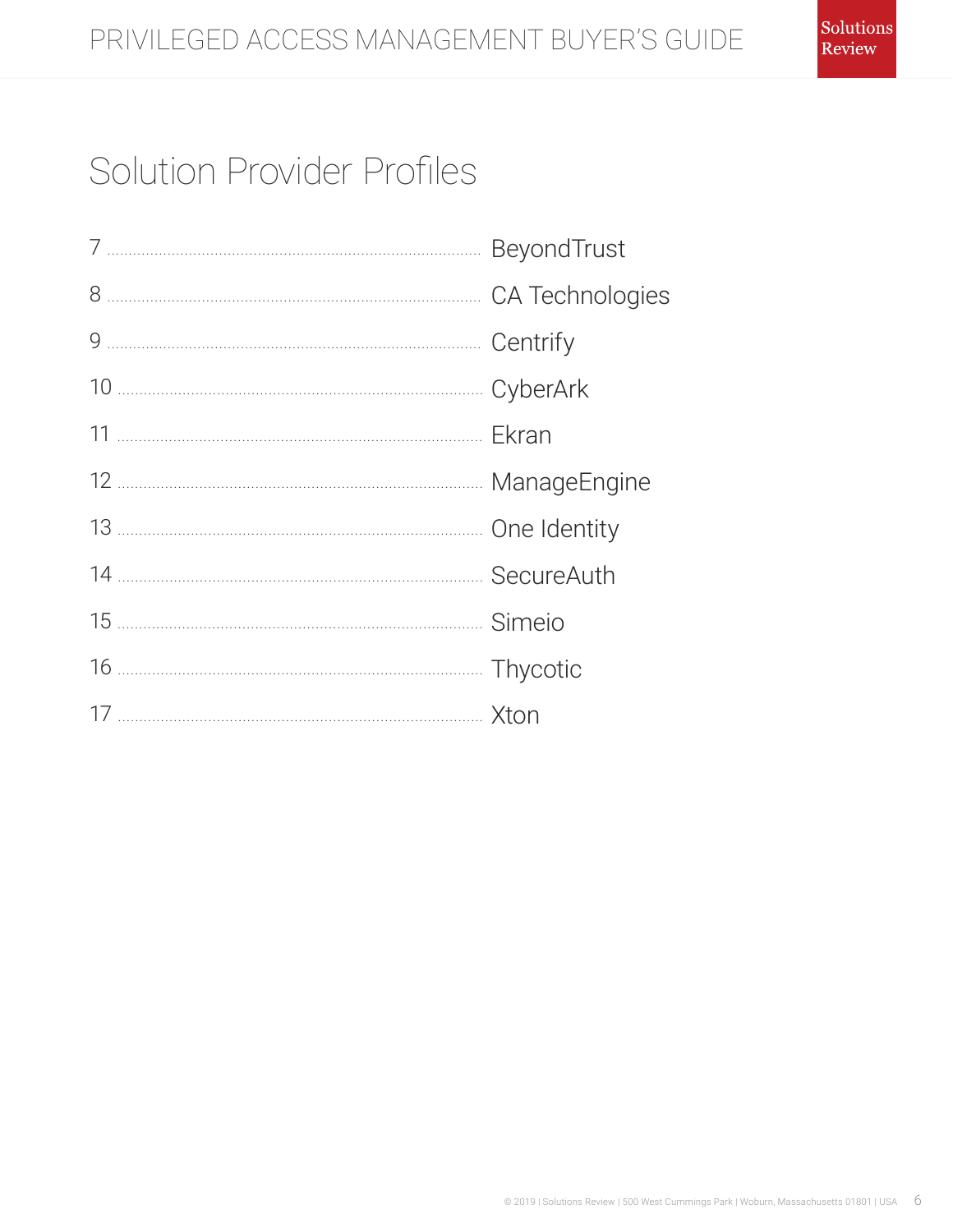# Solution Provider Profiles

7 ........ BeyondTrust

8 ........ CA Technologies

9 ........ Centrify

10 ........ CyberArk

11 ........ Ekran

12 ........ ManageEngine

13 ........ One Identity

14 ........ SecureAuth

15 ........ Simeio

16 ........ Thycotic

17 ........ Xton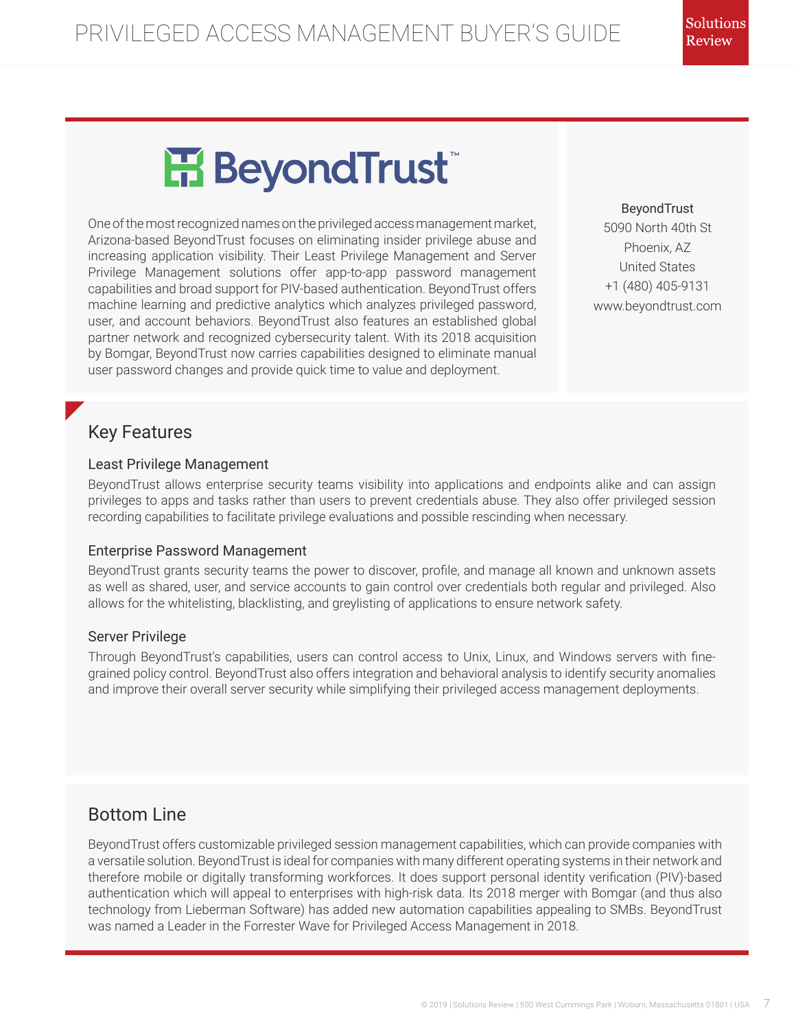# BeyondTrust

One of the most recognized names on the privileged access management market, Arizona-based BeyondTrust focuses on eliminating insider privilege abuse and increasing application visibility. Their Least Privilege Management and Server Privilege Management solutions offer app-to-app password management capabilities and broad support for PIV-based authentication. BeyondTrust offers machine learning and predictive analytics which analyzes privileged password, user, and account behaviors. BeyondTrust also features an established global partner network and recognized cybersecurity talent. With its 2018 acquisition by Bomgar, BeyondTrust now carries capabilities designed to eliminate manual user password changes and provide quick time to value and deployment.

BeyondTrust
5090 North 40th St
Phoenix, AZ
United States
+1 (480) 405-9131
www.beyondtrust.com

## Key Features

### Least Privilege Management

BeyondTrust allows enterprise security teams visibility into applications and endpoints alike and can assign privileges to apps and tasks rather than users to prevent credentials abuse. They also offer privileged session recording capabilities to facilitate privilege evaluations and possible rescinding when necessary.

### Enterprise Password Management

BeyondTrust grants security teams the power to discover, profile, and manage all known and unknown assets as well as shared, user, and service accounts to gain control over credentials both regular and privileged. Also allows for the whitelisting, blacklisting, and greylisting of applications to ensure network safety.

### Server Privilege

Through BeyondTrust's capabilities, users can control access to Unix, Linux, and Windows servers with fine-grained policy control. BeyondTrust also offers integration and behavioral analysis to identify security anomalies and improve their overall server security while simplifying their privileged access management deployments.

## Bottom Line

BeyondTrust offers customizable privileged session management capabilities, which can provide companies with a versatile solution. BeyondTrust is ideal for companies with many different operating systems in their network and therefore mobile or digitally transforming workforces. It does support personal identity verification (PIV)-based authentication which will appeal to enterprises with high-risk data. Its 2018 merger with Bomgar (and thus also technology from Lieberman Software) has added new automation capabilities appealing to SMBs. BeyondTrust was named a Leader in the Forrester Wave for Privileged Access Management in 2018.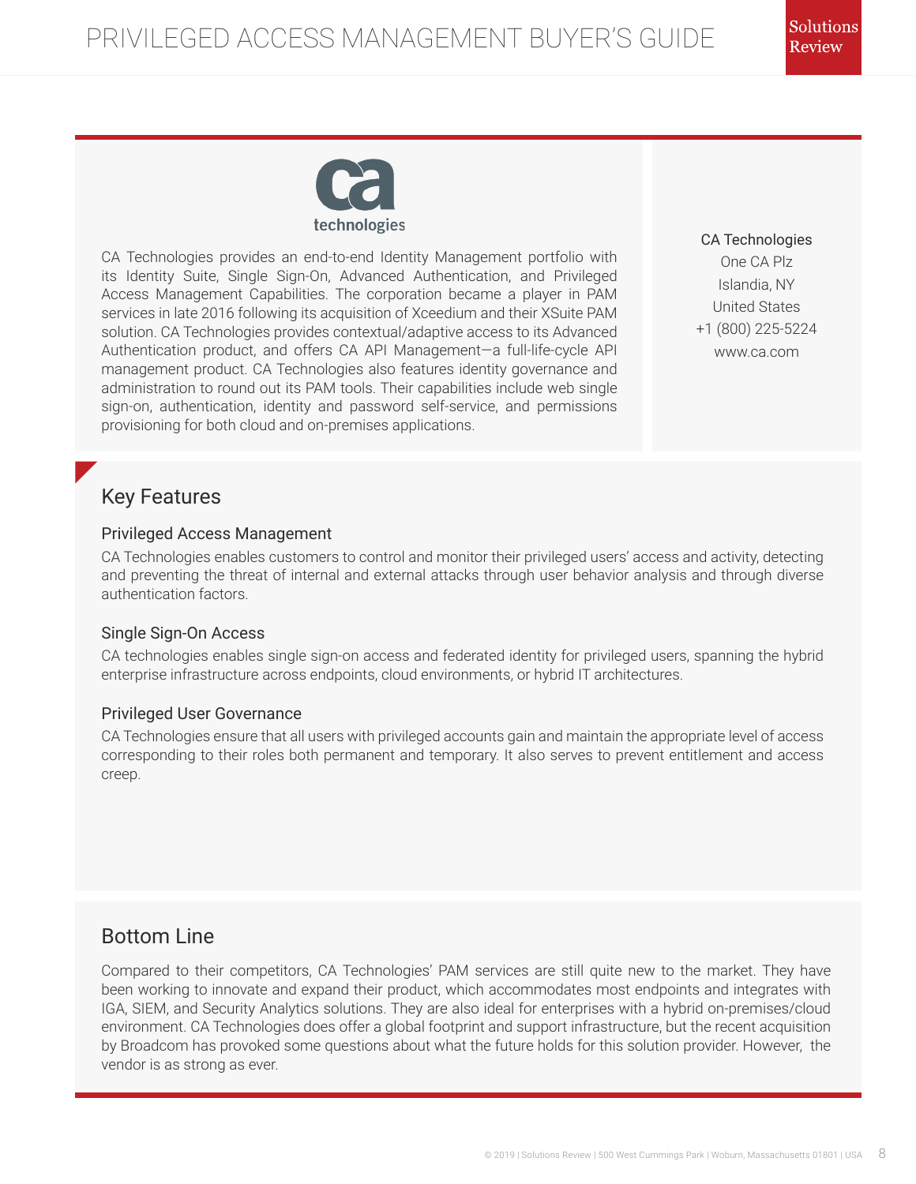CA Technologies provides an end-to-end Identity Management portfolio with its Identity Suite, Single Sign-On, Advanced Authentication, and Privileged Access Management Capabilities. The corporation became a player in PAM services in late 2016 following its acquisition of Xceedium and their XSuite PAM solution. CA Technologies provides contextual/adaptive access to its Advanced Authentication product, and offers CA API Management—a full-life-cycle API management product. CA Technologies also features identity governance and administration to round out its PAM tools. Their capabilities include web single sign-on, authentication, identity and password self-service, and permissions provisioning for both cloud and on-premises applications.

CA Technologies
One CA Plz
Islandia, NY
United States
+1 (800) 225-5224
www.ca.com

## Key Features

### Privileged Access Management

CA Technologies enables customers to control and monitor their privileged users' access and activity, detecting and preventing the threat of internal and external attacks through user behavior analysis and through diverse authentication factors.

### Single Sign-On Access

CA technologies enables single sign-on access and federated identity for privileged users, spanning the hybrid enterprise infrastructure across endpoints, cloud environments, or hybrid IT architectures.

### Privileged User Governance

CA Technologies ensure that all users with privileged accounts gain and maintain the appropriate level of access corresponding to their roles both permanent and temporary. It also serves to prevent entitlement and access creep.

## Bottom Line

Compared to their competitors, CA Technologies' PAM services are still quite new to the market. They have been working to innovate and expand their product, which accommodates most endpoints and integrates with IGA, SIEM, and Security Analytics solutions. They are also ideal for enterprises with a hybrid on-premises/cloud environment. CA Technologies does offer a global footprint and support infrastructure, but the recent acquisition by Broadcom has provoked some questions about what the future holds for this solution provider. However, the vendor is as strong as ever.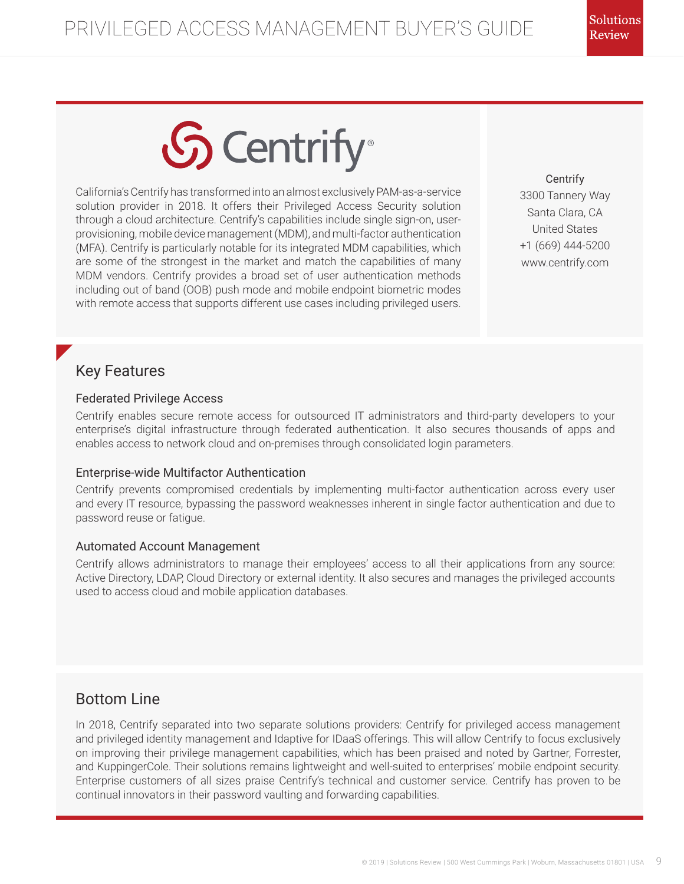# Centrify

California's Centrify has transformed into an almost exclusively PAM-as-a-service solution provider in 2018. It offers their Privileged Access Security solution through a cloud architecture. Centrify's capabilities include single sign-on, user-provisioning, mobile device management (MDM), and multi-factor authentication (MFA). Centrify is particularly notable for its integrated MDM capabilities, which are some of the strongest in the market and match the capabilities of many MDM vendors. Centrify provides a broad set of user authentication methods including out of band (OOB) push mode and mobile endpoint biometric modes with remote access that supports different use cases including privileged users.

Centrify
3300 Tannery Way
Santa Clara, CA
United States
+1 (669) 444-5200
www.centrify.com

## Key Features

### Federated Privilege Access

Centrify enables secure remote access for outsourced IT administrators and third-party developers to your enterprise's digital infrastructure through federated authentication. It also secures thousands of apps and enables access to network cloud and on-premises through consolidated login parameters.

### Enterprise-wide Multifactor Authentication

Centrify prevents compromised credentials by implementing multi-factor authentication across every user and every IT resource, bypassing the password weaknesses inherent in single factor authentication and due to password reuse or fatigue.

### Automated Account Management

Centrify allows administrators to manage their employees' access to all their applications from any source: Active Directory, LDAP, Cloud Directory or external identity. It also secures and manages the privileged accounts used to access cloud and mobile application databases.

## Bottom Line

In 2018, Centrify separated into two separate solutions providers: Centrify for privileged access management and privileged identity management and Idaptive for IDaaS offerings. This will allow Centrify to focus exclusively on improving their privilege management capabilities, which has been praised and noted by Gartner, Forrester, and KuppingerCole. Their solutions remains lightweight and well-suited to enterprises' mobile endpoint security. Enterprise customers of all sizes praise Centrify's technical and customer service. Centrify has proven to be continual innovators in their password vaulting and forwarding capabilities.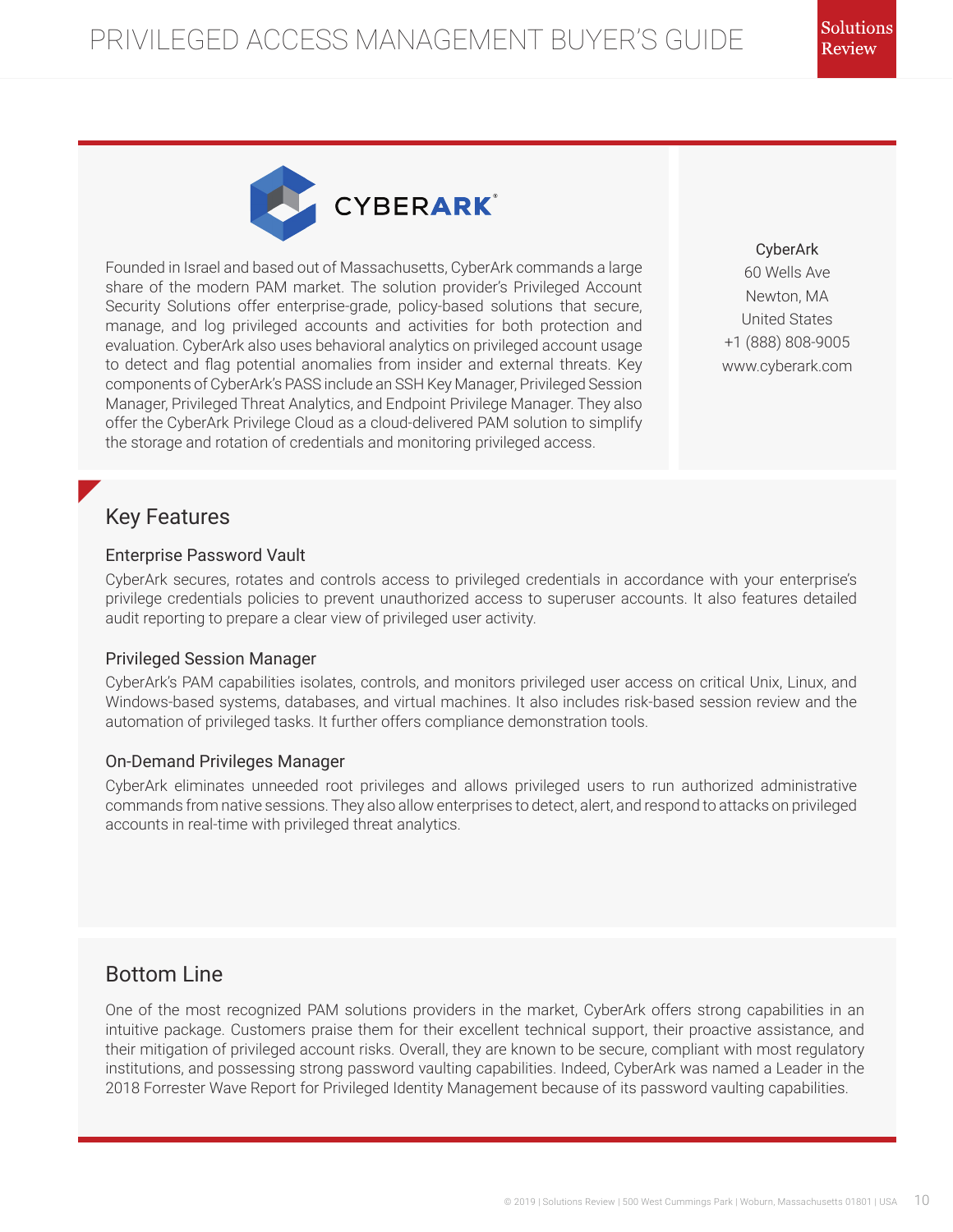## CyberArk

Founded in Israel and based out of Massachusetts, CyberArk commands a large share of the modern PAM market. The solution provider's Privileged Account Security Solutions offer enterprise-grade, policy-based solutions that secure, manage, and log privileged accounts and activities for both protection and evaluation. CyberArk also uses behavioral analytics on privileged account usage to detect and flag potential anomalies from insider and external threats. Key components of CyberArk's PASS include an SSH Key Manager, Privileged Session Manager, Privileged Threat Analytics, and Endpoint Privilege Manager. They also offer the CyberArk Privilege Cloud as a cloud-delivered PAM solution to simplify the storage and rotation of credentials and monitoring privileged access.

CyberArk
60 Wells Ave
Newton, MA
United States
+1 (888) 808-9005
www.cyberark.com

## Key Features

### Enterprise Password Vault

CyberArk secures, rotates and controls access to privileged credentials in accordance with your enterprise's privilege credentials policies to prevent unauthorized access to superuser accounts. It also features detailed audit reporting to prepare a clear view of privileged user activity.

### Privileged Session Manager

CyberArk's PAM capabilities isolates, controls, and monitors privileged user access on critical Unix, Linux, and Windows-based systems, databases, and virtual machines. It also includes risk-based session review and the automation of privileged tasks. It further offers compliance demonstration tools.

### On-Demand Privileges Manager

CyberArk eliminates unneeded root privileges and allows privileged users to run authorized administrative commands from native sessions. They also allow enterprises to detect, alert, and respond to attacks on privileged accounts in real-time with privileged threat analytics.

## Bottom Line

One of the most recognized PAM solutions providers in the market, CyberArk offers strong capabilities in an intuitive package. Customers praise them for their excellent technical support, their proactive assistance, and their mitigation of privileged account risks. Overall, they are known to be secure, compliant with most regulatory institutions, and possessing strong password vaulting capabilities. Indeed, CyberArk was named a Leader in the 2018 Forrester Wave Report for Privileged Identity Management because of its password vaulting capabilities.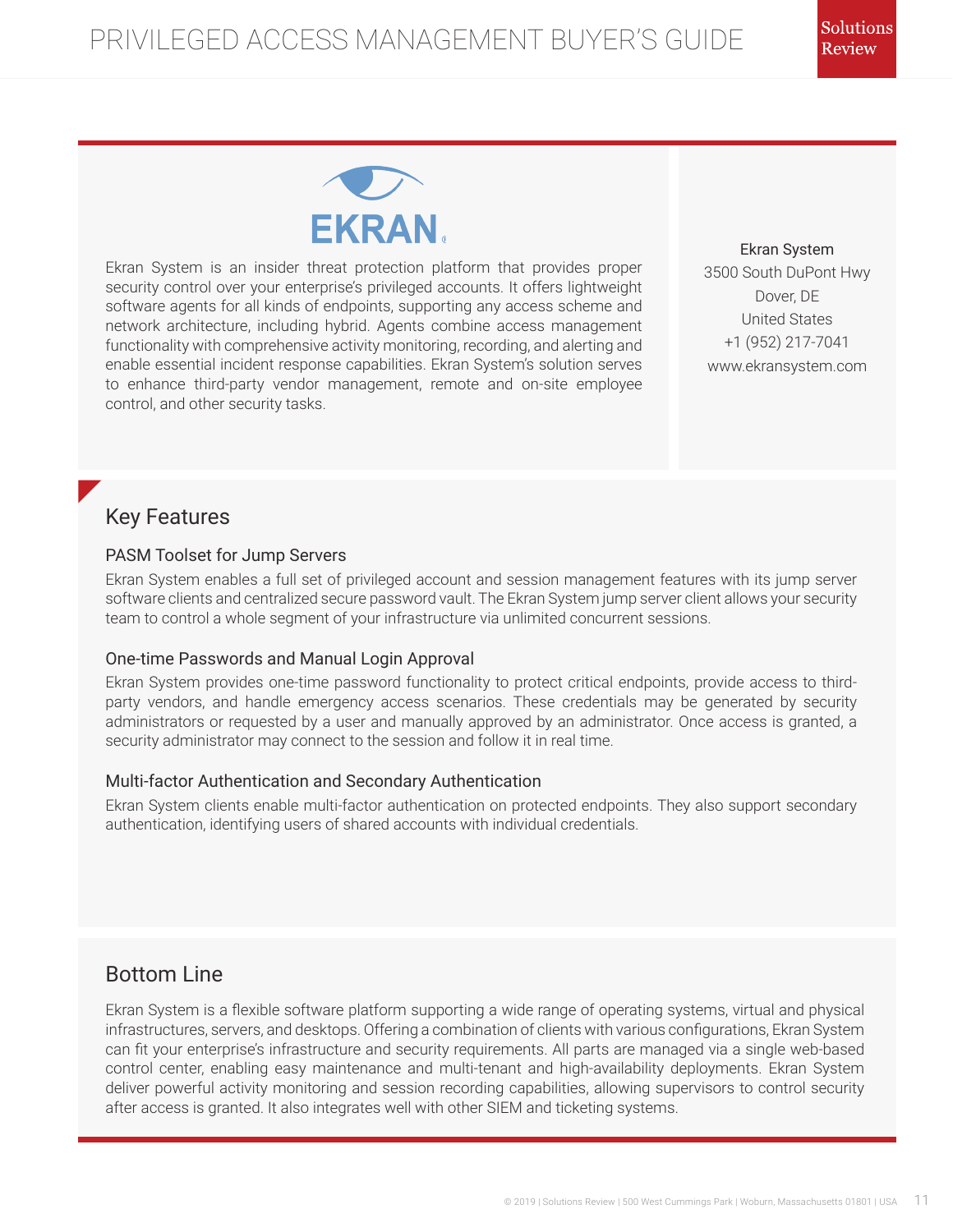# EKRAN

Ekran System is an insider threat protection platform that provides proper security control over your enterprise's privileged accounts. It offers lightweight software agents for all kinds of endpoints, supporting any access scheme and network architecture, including hybrid. Agents combine access management functionality with comprehensive activity monitoring, recording, and alerting and enable essential incident response capabilities. Ekran System's solution serves to enhance third-party vendor management, remote and on-site employee control, and other security tasks.

Ekran System
3500 South DuPont Hwy
Dover, DE
United States
+1 (952) 217-7041
www.ekransystem.com

## Key Features

### PASM Toolset for Jump Servers

Ekran System enables a full set of privileged account and session management features with its jump server software clients and centralized secure password vault. The Ekran System jump server client allows your security team to control a whole segment of your infrastructure via unlimited concurrent sessions.

### One-time Passwords and Manual Login Approval

Ekran System provides one-time password functionality to protect critical endpoints, provide access to third-party vendors, and handle emergency access scenarios. These credentials may be generated by security administrators or requested by a user and manually approved by an administrator. Once access is granted, a security administrator may connect to the session and follow it in real time.

### Multi-factor Authentication and Secondary Authentication

Ekran System clients enable multi-factor authentication on protected endpoints. They also support secondary authentication, identifying users of shared accounts with individual credentials.

## Bottom Line

Ekran System is a flexible software platform supporting a wide range of operating systems, virtual and physical infrastructures, servers, and desktops. Offering a combination of clients with various configurations, Ekran System can fit your enterprise's infrastructure and security requirements. All parts are managed via a single web-based control center, enabling easy maintenance and multi-tenant and high-availability deployments. Ekran System deliver powerful activity monitoring and session recording capabilities, allowing supervisors to control security after access is granted. It also integrates well with other SIEM and ticketing systems.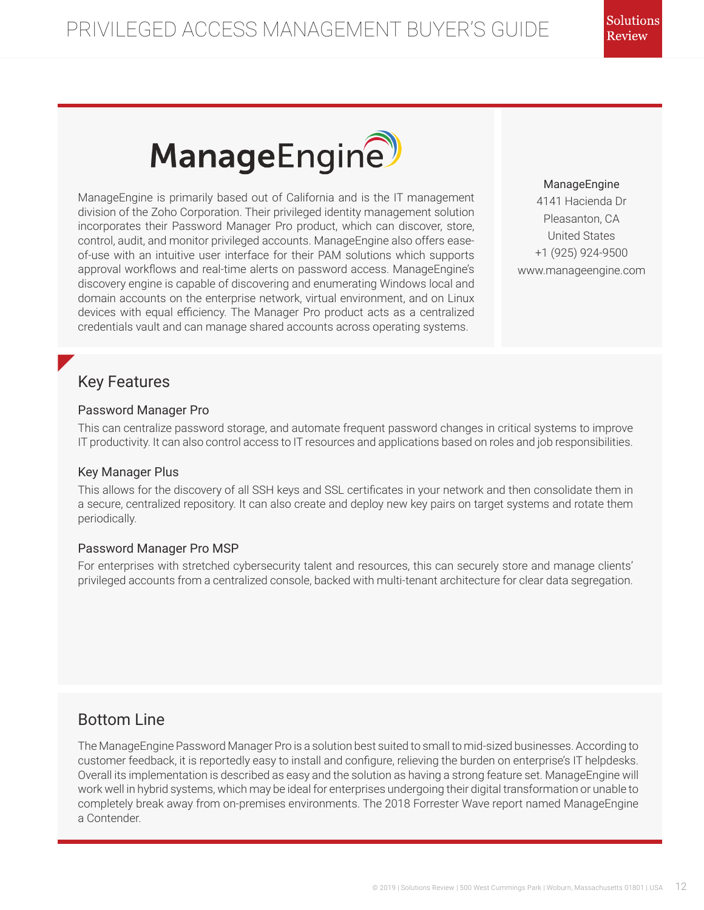# ManageEngine

ManageEngine is primarily based out of California and is the IT management division of the Zoho Corporation. Their privileged identity management solution incorporates their Password Manager Pro product, which can discover, store, control, audit, and monitor privileged accounts. ManageEngine also offers ease-of-use with an intuitive user interface for their PAM solutions which supports approval workflows and real-time alerts on password access. ManageEngine's discovery engine is capable of discovering and enumerating Windows local and domain accounts on the enterprise network, virtual environment, and on Linux devices with equal efficiency. The Manager Pro product acts as a centralized credentials vault and can manage shared accounts across operating systems.

ManageEngine
4141 Hacienda Dr
Pleasanton, CA
United States
+1 (925) 924-9500
www.manageengine.com

## Key Features

### Password Manager Pro

This can centralize password storage, and automate frequent password changes in critical systems to improve IT productivity. It can also control access to IT resources and applications based on roles and job responsibilities.

### Key Manager Plus

This allows for the discovery of all SSH keys and SSL certificates in your network and then consolidate them in a secure, centralized repository. It can also create and deploy new key pairs on target systems and rotate them periodically.

### Password Manager Pro MSP

For enterprises with stretched cybersecurity talent and resources, this can securely store and manage clients' privileged accounts from a centralized console, backed with multi-tenant architecture for clear data segregation.

## Bottom Line

The ManageEngine Password Manager Pro is a solution best suited to small to mid-sized businesses. According to customer feedback, it is reportedly easy to install and configure, relieving the burden on enterprise's IT helpdesks. Overall its implementation is described as easy and the solution as having a strong feature set. ManageEngine will work well in hybrid systems, which may be ideal for enterprises undergoing their digital transformation or unable to completely break away from on-premises environments. The 2018 Forrester Wave report named ManageEngine a Contender.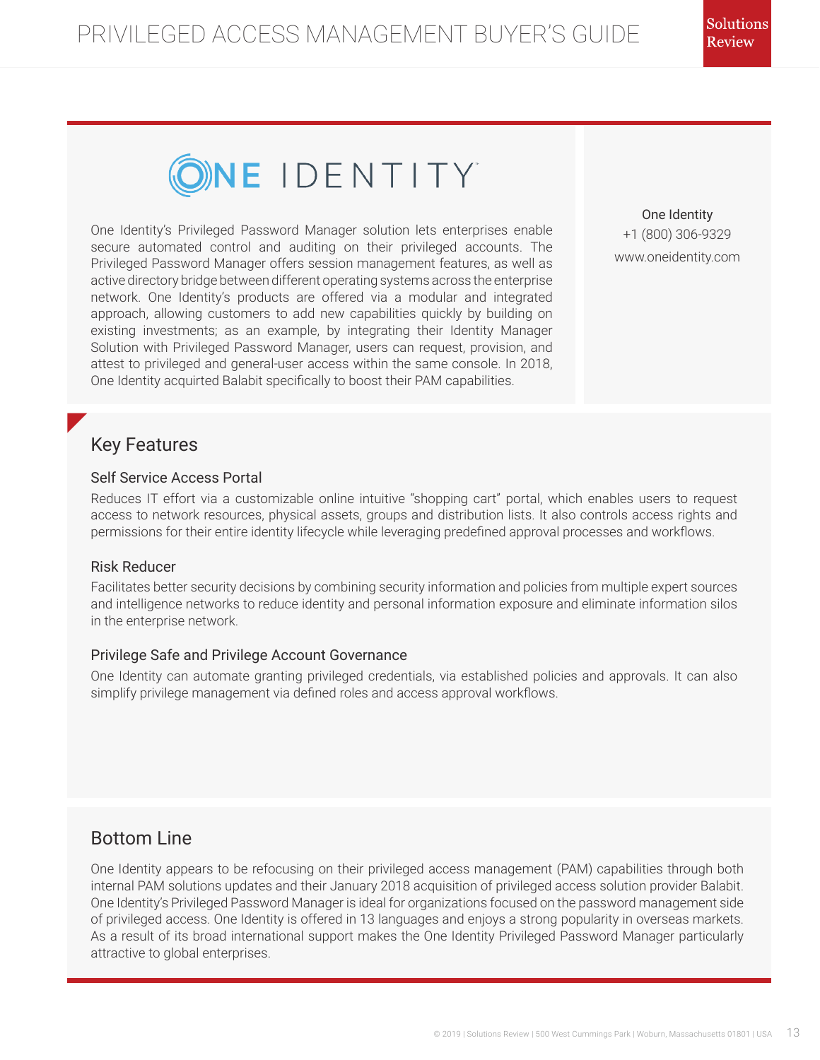# ONE IDENTITY

One Identity's Privileged Password Manager solution lets enterprises enable secure automated control and auditing on their privileged accounts. The Privileged Password Manager offers session management features, as well as active directory bridge between different operating systems across the enterprise network. One Identity's products are offered via a modular and integrated approach, allowing customers to add new capabilities quickly by building on existing investments; as an example, by integrating their Identity Manager Solution with Privileged Password Manager, users can request, provision, and attest to privileged and general-user access within the same console. In 2018, One Identity acquirted Balabit specifically to boost their PAM capabilities.

One Identity
+1 (800) 306-9329
www.oneidentity.com

## Key Features

### Self Service Access Portal

Reduces IT effort via a customizable online intuitive "shopping cart" portal, which enables users to request access to network resources, physical assets, groups and distribution lists. It also controls access rights and permissions for their entire identity lifecycle while leveraging predefined approval processes and workflows.

### Risk Reducer

Facilitates better security decisions by combining security information and policies from multiple expert sources and intelligence networks to reduce identity and personal information exposure and eliminate information silos in the enterprise network.

### Privilege Safe and Privilege Account Governance

One Identity can automate granting privileged credentials, via established policies and approvals. It can also simplify privilege management via defined roles and access approval workflows.

## Bottom Line

One Identity appears to be refocusing on their privileged access management (PAM) capabilities through both internal PAM solutions updates and their January 2018 acquisition of privileged access solution provider Balabit. One Identity's Privileged Password Manager is ideal for organizations focused on the password management side of privileged access. One Identity is offered in 13 languages and enjoys a strong popularity in overseas markets. As a result of its broad international support makes the One Identity Privileged Password Manager particularly attractive to global enterprises.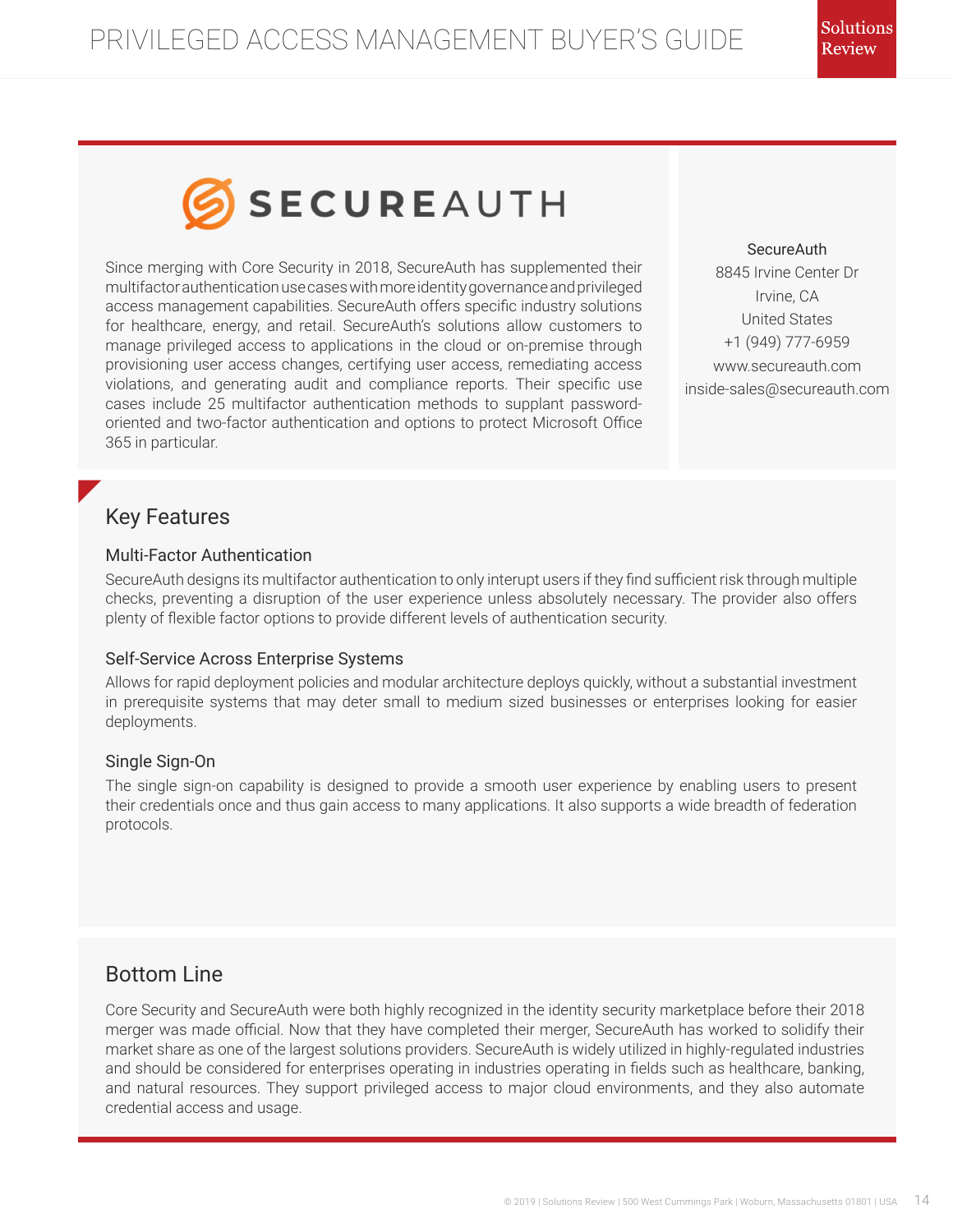# SECUREAUTH

Since merging with Core Security in 2018, SecureAuth has supplemented their multifactor authentication use cases with more identity governance and privileged access management capabilities. SecureAuth offers specific industry solutions for healthcare, energy, and retail. SecureAuth's solutions allow customers to manage privileged access to applications in the cloud or on-premise through provisioning user access changes, certifying user access, remediating access violations, and generating audit and compliance reports. Their specific use cases include 25 multifactor authentication methods to supplant password-oriented and two-factor authentication and options to protect Microsoft Office 365 in particular.

SecureAuth
8845 Irvine Center Dr
Irvine, CA
United States
+1 (949) 777-6959
www.secureauth.com
inside-sales@secureauth.com

## Key Features

### Multi-Factor Authentication

SecureAuth designs its multifactor authentication to only interupt users if they find sufficient risk through multiple checks, preventing a disruption of the user experience unless absolutely necessary. The provider also offers plenty of flexible factor options to provide different levels of authentication security.

### Self-Service Across Enterprise Systems

Allows for rapid deployment policies and modular architecture deploys quickly, without a substantial investment in prerequisite systems that may deter small to medium sized businesses or enterprises looking for easier deployments.

### Single Sign-On

The single sign-on capability is designed to provide a smooth user experience by enabling users to present their credentials once and thus gain access to many applications. It also supports a wide breadth of federation protocols.

## Bottom Line

Core Security and SecureAuth were both highly recognized in the identity security marketplace before their 2018 merger was made official. Now that they have completed their merger, SecureAuth has worked to solidify their market share as one of the largest solutions providers. SecureAuth is widely utilized in highly-regulated industries and should be considered for enterprises operating in industries operating in fields such as healthcare, banking, and natural resources. They support privileged access to major cloud environments, and they also automate credential access and usage.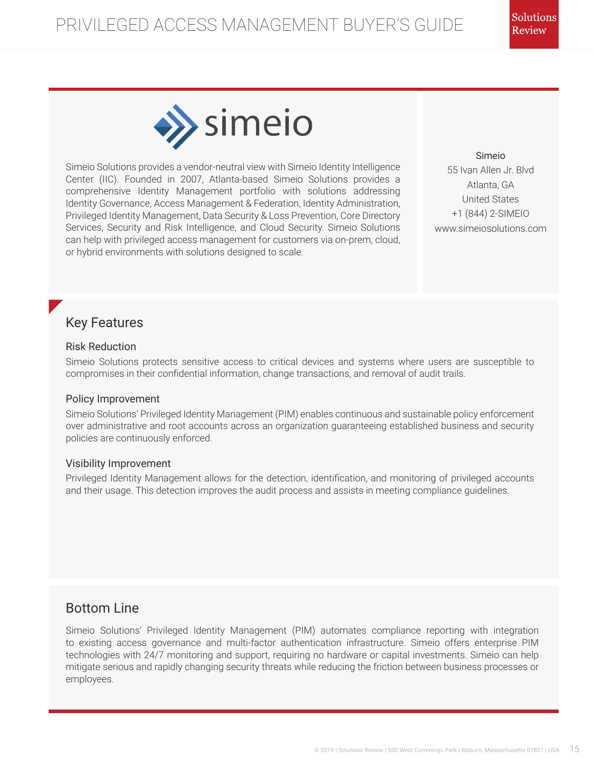# simeio

Simeio Solutions provides a vendor-neutral view with Simeio Identity Intelligence Center (IIC). Founded in 2007, Atlanta-based Simeio Solutions provides a comprehensive Identity Management portfolio with solutions addressing Identity Governance, Access Management & Federation, Identity Administration, Privileged Identity Management, Data Security & Loss Prevention, Core Directory Services, Security and Risk Intelligence, and Cloud Security. Simeio Solutions can help with privileged access management for customers via on-prem, cloud, or hybrid environments with solutions designed to scale.

Simeio
55 Ivan Allen Jr. Blvd
Atlanta, GA
United States
+1 (844) 2-SIMEIO
www.simeiosolutions.com

## Key Features

### Risk Reduction

Simeio Solutions protects sensitive access to critical devices and systems where users are susceptible to compromises in their confidential information, change transactions, and removal of audit trails.

### Policy Improvement

Simeio Solutions' Privileged Identity Management (PIM) enables continuous and sustainable policy enforcement over administrative and root accounts across an organization guaranteeing established business and security policies are continuously enforced.

### Visibility Improvement

Privileged Identity Management allows for the detection, identification, and monitoring of privileged accounts and their usage. This detection improves the audit process and assists in meeting compliance guidelines.

## Bottom Line

Simeio Solutions' Privileged Identity Management (PIM) automates compliance reporting with integration to existing access governance and multi-factor authentication infrastructure. Simeio offers enterprise PIM technologies with 24/7 monitoring and support, requiring no hardware or capital investments. Simeio can help mitigate serious and rapidly changing security threats while reducing the friction between business processes or employees.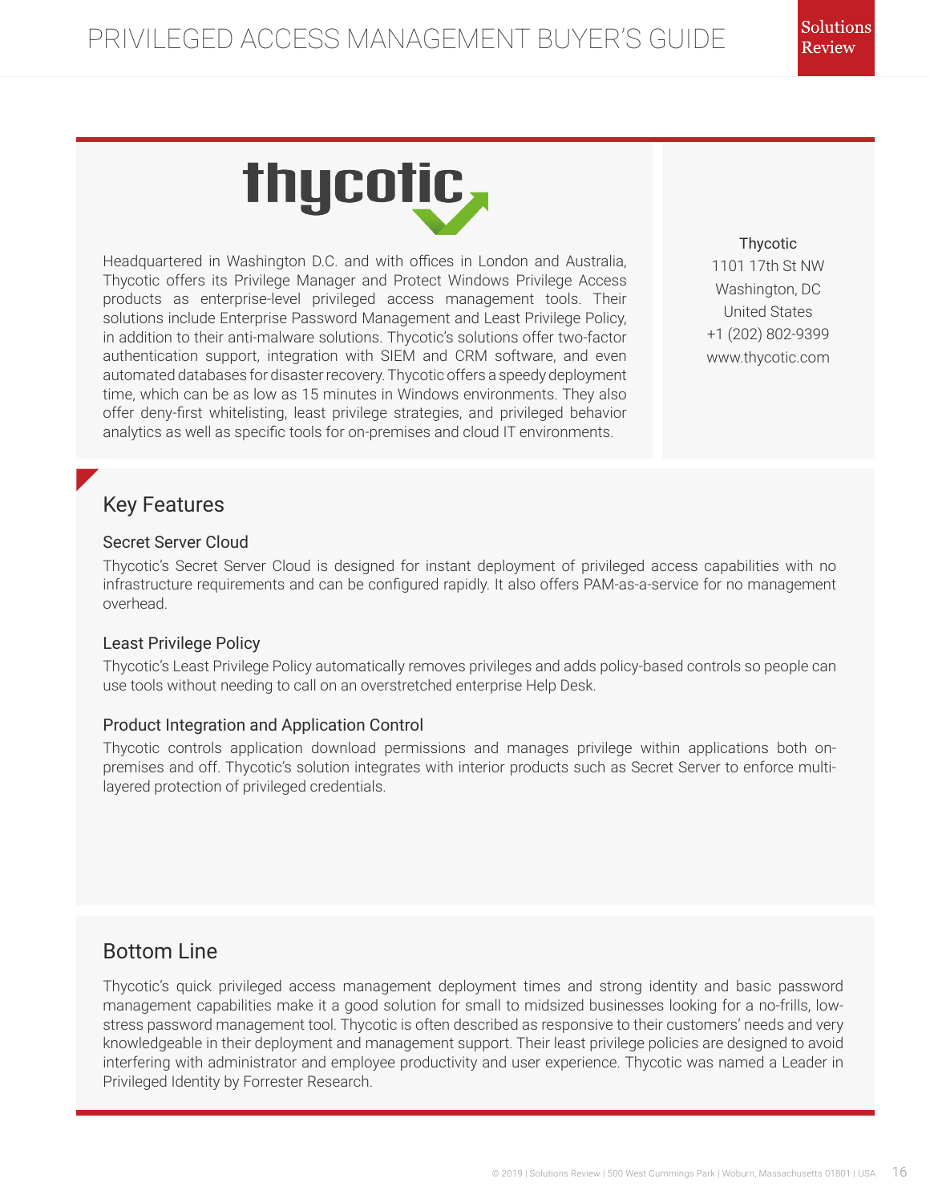# thycotic

Headquartered in Washington D.C. and with offices in London and Australia, Thycotic offers its Privilege Manager and Protect Windows Privilege Access products as enterprise-level privileged access management tools. Their solutions include Enterprise Password Management and Least Privilege Policy, in addition to their anti-malware solutions. Thycotic's solutions offer two-factor authentication support, integration with SIEM and CRM software, and even automated databases for disaster recovery. Thycotic offers a speedy deployment time, which can be as low as 15 minutes in Windows environments. They also offer deny-first whitelisting, least privilege strategies, and privileged behavior analytics as well as specific tools for on-premises and cloud IT environments.

Thycotic
1101 17th St NW
Washington, DC
United States
+1 (202) 802-9399
www.thycotic.com

## Key Features

### Secret Server Cloud

Thycotic's Secret Server Cloud is designed for instant deployment of privileged access capabilities with no infrastructure requirements and can be configured rapidly. It also offers PAM-as-a-service for no management overhead.

### Least Privilege Policy

Thycotic's Least Privilege Policy automatically removes privileges and adds policy-based controls so people can use tools without needing to call on an overstretched enterprise Help Desk.

### Product Integration and Application Control

Thycotic controls application download permissions and manages privilege within applications both on-premises and off. Thycotic's solution integrates with interior products such as Secret Server to enforce multi-layered protection of privileged credentials.

## Bottom Line

Thycotic's quick privileged access management deployment times and strong identity and basic password management capabilities make it a good solution for small to midsized businesses looking for a no-frills, low-stress password management tool. Thycotic is often described as responsive to their customers' needs and very knowledgeable in their deployment and management support. Their least privilege policies are designed to avoid interfering with administrator and employee productivity and user experience. Thycotic was named a Leader in Privileged Identity by Forrester Research.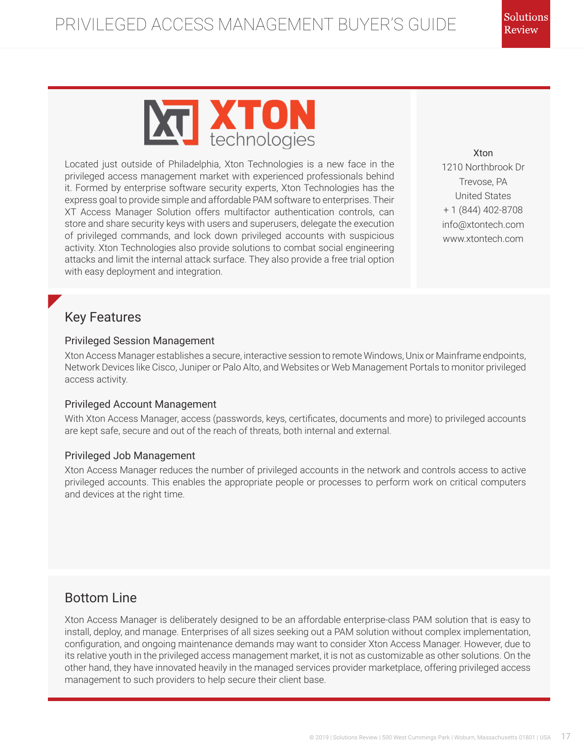# XTON technologies

Located just outside of Philadelphia, Xton Technologies is a new face in the privileged access management market with experienced professionals behind it. Formed by enterprise software security experts, Xton Technologies has the express goal to provide simple and affordable PAM software to enterprises. Their XT Access Manager Solution offers multifactor authentication controls, can store and share security keys with users and superusers, delegate the execution of privileged commands, and lock down privileged accounts with suspicious activity. Xton Technologies also provide solutions to combat social engineering attacks and limit the internal attack surface. They also provide a free trial option with easy deployment and integration.

Xton
1210 Northbrook Dr
Trevose, PA
United States
+ 1 (844) 402-8708
info@xtontech.com
www.xtontech.com

## Key Features

### Privileged Session Management

Xton Access Manager establishes a secure, interactive session to remote Windows, Unix or Mainframe endpoints, Network Devices like Cisco, Juniper or Palo Alto, and Websites or Web Management Portals to monitor privileged access activity.

### Privileged Account Management

With Xton Access Manager, access (passwords, keys, certificates, documents and more) to privileged accounts are kept safe, secure and out of the reach of threats, both internal and external.

### Privileged Job Management

Xton Access Manager reduces the number of privileged accounts in the network and controls access to active privileged accounts. This enables the appropriate people or processes to perform work on critical computers and devices at the right time.

## Bottom Line

Xton Access Manager is deliberately designed to be an affordable enterprise-class PAM solution that is easy to install, deploy, and manage. Enterprises of all sizes seeking out a PAM solution without complex implementation, configuration, and ongoing maintenance demands may want to consider Xton Access Manager. However, due to its relative youth in the privileged access management market, it is not as customizable as other solutions. On the other hand, they have innovated heavily in the managed services provider marketplace, offering privileged access management to such providers to help secure their client base.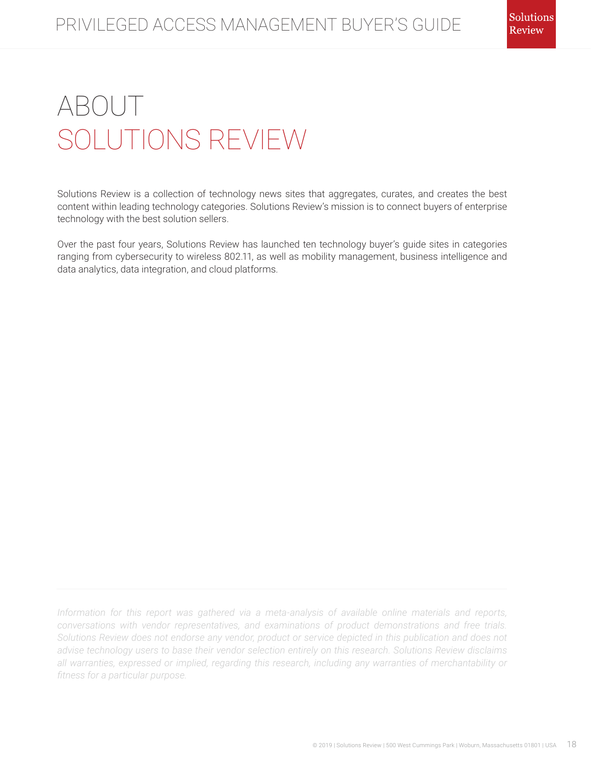# ABOUT SOLUTIONS REVIEW

Solutions Review is a collection of technology news sites that aggregates, curates, and creates the best content within leading technology categories. Solutions Review's mission is to connect buyers of enterprise technology with the best solution sellers.

Over the past four years, Solutions Review has launched ten technology buyer's guide sites in categories ranging from cybersecurity to wireless 802.11, as well as mobility management, business intelligence and data analytics, data integration, and cloud platforms.

*Information for this report was gathered via a meta-analysis of available online materials and reports, conversations with vendor representatives, and examinations of product demonstrations and free trials. Solutions Review does not endorse any vendor, product or service depicted in this publication and does not advise technology users to base their vendor selection entirely on this research. Solutions Review disclaims all warranties, expressed or implied, regarding this research, including any warranties of merchantability or fitness for a particular purpose.*

© 2019 | Solutions Review | 500 West Cummings Park | Woburn, Massachusetts 01801 | USA